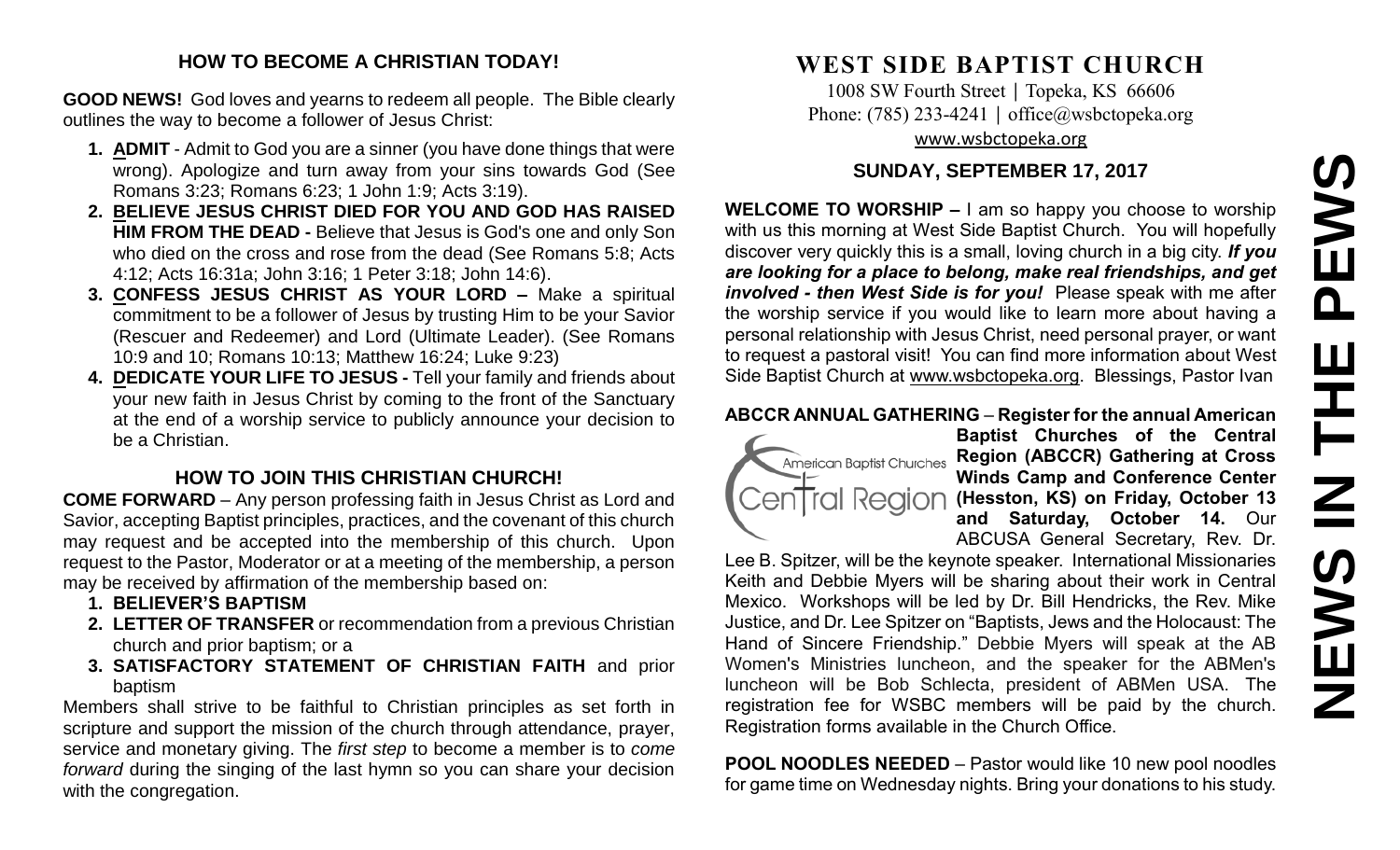## HOW TO BECOME A CHRISTIAN TODAY!

**GOOD NEWS!** God loves and yearns to redeem all people. The Bible clearly outlines the way to become a follower of Jesus Christ:

1. **ADMIT** - Admit to God you are a sinner (you have done things that were wrong). Apologize and turn away from your sins towards God (See Romans 3:23; Romans 6:23; 1 John 1:9; Acts 3:19).
2. **BELIEVE JESUS CHRIST DIED FOR YOU AND GOD HAS RAISED HIM FROM THE DEAD -** Believe that Jesus is God's one and only Son who died on the cross and rose from the dead (See Romans 5:8; Acts 4:12; Acts 16:31a; John 3:16; 1 Peter 3:18; John 14:6).
3. **CONFESS JESUS CHRIST AS YOUR LORD –** Make a spiritual commitment to be a follower of Jesus by trusting Him to be your Savior (Rescuer and Redeemer) and Lord (Ultimate Leader). (See Romans 10:9 and 10; Romans 10:13; Matthew 16:24; Luke 9:23)
4. **DEDICATE YOUR LIFE TO JESUS -** Tell your family and friends about your new faith in Jesus Christ by coming to the front of the Sanctuary at the end of a worship service to publicly announce your decision to be a Christian.

## HOW TO JOIN THIS CHRISTIAN CHURCH!

**COME FORWARD** – Any person professing faith in Jesus Christ as Lord and Savior, accepting Baptist principles, practices, and the covenant of this church may request and be accepted into the membership of this church. Upon request to the Pastor, Moderator or at a meeting of the membership, a person may be received by affirmation of the membership based on:

1. **BELIEVER'S BAPTISM**
2. **LETTER OF TRANSFER** or recommendation from a previous Christian church and prior baptism; or a
3. **SATISFACTORY STATEMENT OF CHRISTIAN FAITH** and prior baptism

Members shall strive to be faithful to Christian principles as set forth in scripture and support the mission of the church through attendance, prayer, service and monetary giving. The *first step* to become a member is to *come forward* during the singing of the last hymn so you can share your decision with the congregation.

# WEST SIDE BAPTIST CHURCH

1008 SW Fourth Street | Topeka, KS 66606
Phone: (785) 233-4241 | office@wsbctopeka.org
www.wsbctopeka.org

# NEWS IN THE PEWS

## SUNDAY, SEPTEMBER 17, 2017

**WELCOME TO WORSHIP –** I am so happy you choose to worship with us this morning at West Side Baptist Church. You will hopefully discover very quickly this is a small, loving church in a big city. ***If you are looking for a place to belong, make real friendships, and get involved - then West Side is for you!*** Please speak with me after the worship service if you would like to learn more about having a personal relationship with Jesus Christ, need personal prayer, or want to request a pastoral visit! You can find more information about West Side Baptist Church at www.wsbctopeka.org. Blessings, Pastor Ivan

**ABCCR ANNUAL GATHERING** – **Register for the annual American Baptist Churches of the Central Region (ABCCR) Gathering at Cross Winds Camp and Conference Center (Hesston, KS) on Friday, October 13 and Saturday, October 14.** Our ABCUSA General Secretary, Rev. Dr. Lee B. Spitzer, will be the keynote speaker. International Missionaries Keith and Debbie Myers will be sharing about their work in Central Mexico. Workshops will be led by Dr. Bill Hendricks, the Rev. Mike Justice, and Dr. Lee Spitzer on "Baptists, Jews and the Holocaust: The Hand of Sincere Friendship." Debbie Myers will speak at the AB Women's Ministries luncheon, and the speaker for the ABMen's luncheon will be Bob Schlecta, president of ABMen USA. The registration fee for WSBC members will be paid by the church. Registration forms available in the Church Office.

**POOL NOODLES NEEDED** – Pastor would like 10 new pool noodles for game time on Wednesday nights. Bring your donations to his study.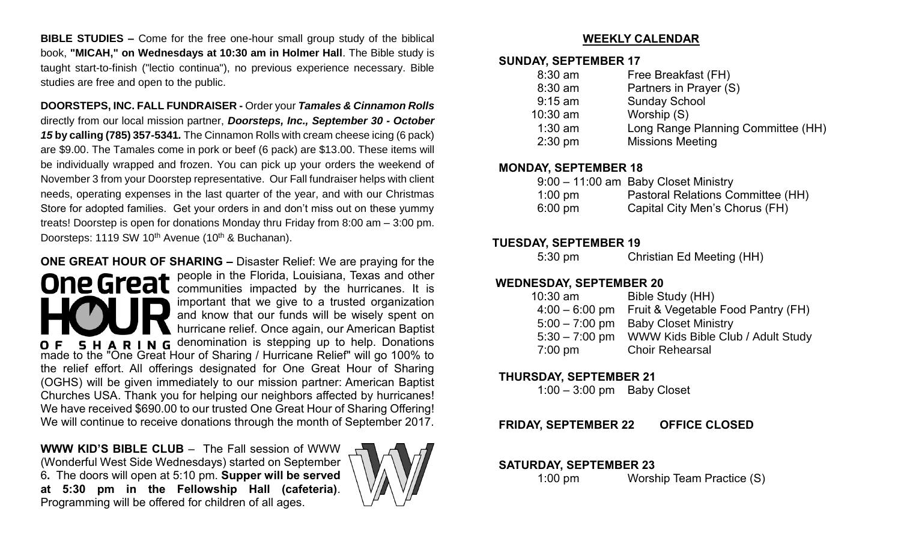**BIBLE STUDIES –** Come for the free one-hour small group study of the biblical book, **"MICAH," on Wednesdays at 10:30 am in Holmer Hall**. The Bible study is taught start-to-finish ("lectio continua"), no previous experience necessary. Bible studies are free and open to the public.

**DOORSTEPS, INC. FALL FUNDRAISER -** Order your ***Tamales & Cinnamon Rolls*** directly from our local mission partner, ***Doorsteps, Inc., September 30 - October 15* by calling (785) 357-5341.** The Cinnamon Rolls with cream cheese icing (6 pack) are $9.00. The Tamales come in pork or beef (6 pack) are $13.00. These items will be individually wrapped and frozen. You can pick up your orders the weekend of November 3 from your Doorstep representative. Our Fall fundraiser helps with client needs, operating expenses in the last quarter of the year, and with our Christmas Store for adopted families. Get your orders in and don't miss out on these yummy treats! Doorstep is open for donations Monday thru Friday from 8:00 am – 3:00 pm. Doorsteps: 1119 SW 10th Avenue (10th & Buchanan).

**ONE GREAT HOUR OF SHARING –** Disaster Relief: We are praying for the people in the Florida, Louisiana, Texas and other communities impacted by the hurricanes. It is important that we give to a trusted organization and know that our funds will be wisely spent on hurricane relief. Once again, our American Baptist denomination is stepping up to help. Donations made to the "One Great Hour of Sharing / Hurricane Relief" will go 100% to the relief effort. All offerings designated for One Great Hour of Sharing (OGHS) will be given immediately to our mission partner: American Baptist Churches USA. Thank you for helping our neighbors affected by hurricanes! We have received $690.00 to our trusted One Great Hour of Sharing Offering! We will continue to receive donations through the month of September 2017.

**WWW KID'S BIBLE CLUB** – The Fall session of WWW (Wonderful West Side Wednesdays) started on September 6**.** The doors will open at 5:10 pm. **Supper will be served at 5:30 pm in the Fellowship Hall (cafeteria)**. Programming will be offered for children of all ages.

## WEEKLY CALENDAR

### SUNDAY, SEPTEMBER 17

| | |
|---|---|
| 8:30 am | Free Breakfast (FH) |
| 8:30 am | Partners in Prayer (S) |
| 9:15 am | Sunday School |
| 10:30 am | Worship (S) |
| 1:30 am | Long Range Planning Committee (HH) |
| 2:30 pm | Missions Meeting |

### MONDAY, SEPTEMBER 18

| | |
|---|---|
| 9:00 – 11:00 am | Baby Closet Ministry |
| 1:00 pm | Pastoral Relations Committee (HH) |
| 6:00 pm | Capital City Men's Chorus (FH) |

### TUESDAY, SEPTEMBER 19

| | |
|---|---|
| 5:30 pm | Christian Ed Meeting (HH) |

### WEDNESDAY, SEPTEMBER 20

| | |
|---|---|
| 10:30 am | Bible Study (HH) |
| 4:00 – 6:00 pm | Fruit & Vegetable Food Pantry (FH) |
| 5:00 – 7:00 pm | Baby Closet Ministry |
| 5:30 – 7:00 pm | WWW Kids Bible Club / Adult Study |
| 7:00 pm | Choir Rehearsal |

### THURSDAY, SEPTEMBER 21

| | |
|---|---|
| 1:00 – 3:00 pm | Baby Closet |

### FRIDAY, SEPTEMBER 22 OFFICE CLOSED

### SATURDAY, SEPTEMBER 23

| | |
|---|---|
| 1:00 pm | Worship Team Practice (S) |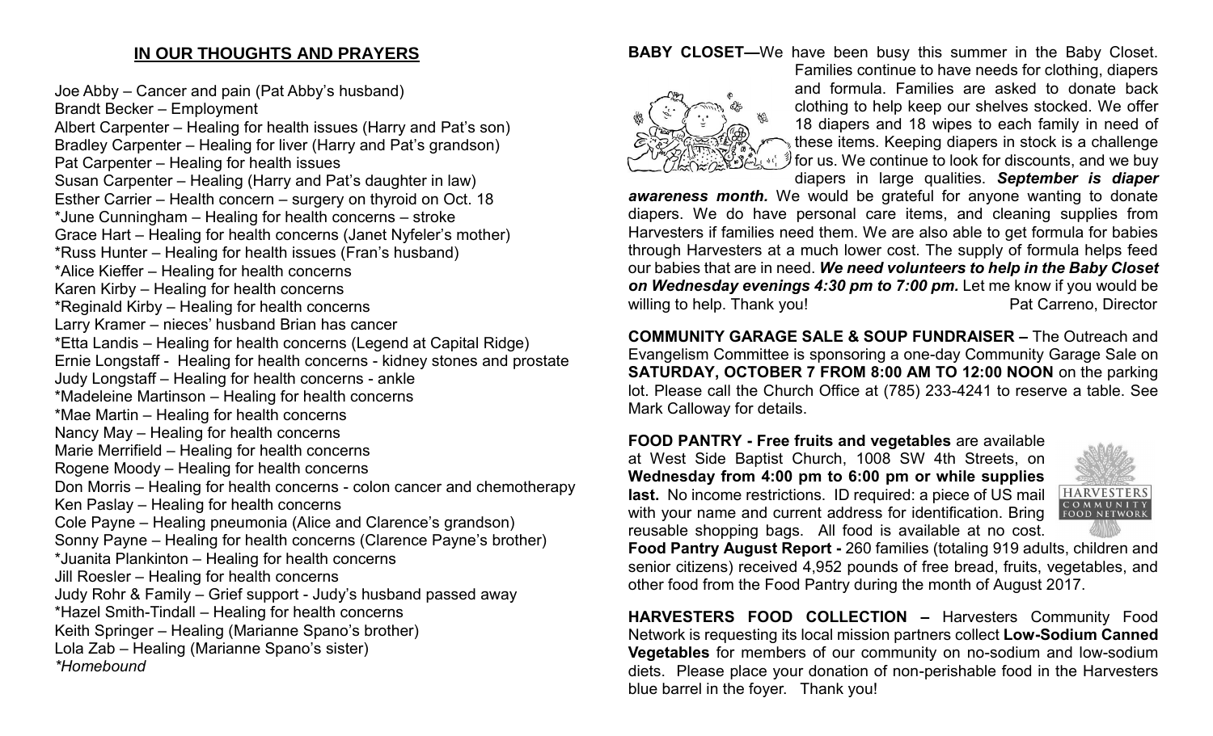## IN OUR THOUGHTS AND PRAYERS

Joe Abby – Cancer and pain (Pat Abby's husband)
Brandt Becker – Employment
Albert Carpenter – Healing for health issues (Harry and Pat's son)
Bradley Carpenter – Healing for liver (Harry and Pat's grandson)
Pat Carpenter – Healing for health issues
Susan Carpenter – Healing (Harry and Pat's daughter in law)
Esther Carrier – Health concern – surgery on thyroid on Oct. 18
*June Cunningham – Healing for health concerns – stroke
Grace Hart – Healing for health concerns (Janet Nyfeler's mother)
*Russ Hunter – Healing for health issues (Fran's husband)
*Alice Kieffer – Healing for health concerns
Karen Kirby – Healing for health concerns
*Reginald Kirby – Healing for health concerns
Larry Kramer – nieces' husband Brian has cancer
*Etta Landis – Healing for health concerns (Legend at Capital Ridge)
Ernie Longstaff - Healing for health concerns - kidney stones and prostate
Judy Longstaff – Healing for health concerns - ankle
*Madeleine Martinson – Healing for health concerns
*Mae Martin – Healing for health concerns
Nancy May – Healing for health concerns
Marie Merrifield – Healing for health concerns
Rogene Moody – Healing for health concerns
Don Morris – Healing for health concerns - colon cancer and chemotherapy
Ken Paslay – Healing for health concerns
Cole Payne – Healing pneumonia (Alice and Clarence's grandson)
Sonny Payne – Healing for health concerns (Clarence Payne's brother)
*Juanita Plankinton – Healing for health concerns
Jill Roesler – Healing for health concerns
Judy Rohr & Family – Grief support - Judy's husband passed away
*Hazel Smith-Tindall – Healing for health concerns
Keith Springer – Healing (Marianne Spano's brother)
Lola Zab – Healing (Marianne Spano's sister)
*\*Homebound*

**BABY CLOSET—**We have been busy this summer in the Baby Closet. Families continue to have needs for clothing, diapers and formula. Families are asked to donate back clothing to help keep our shelves stocked. We offer 18 diapers and 18 wipes to each family in need of these items. Keeping diapers in stock is a challenge for us. We continue to look for discounts, and we buy diapers in large qualities. ***September is diaper awareness month.*** We would be grateful for anyone wanting to donate diapers. We do have personal care items, and cleaning supplies from Harvesters if families need them. We are also able to get formula for babies through Harvesters at a much lower cost. The supply of formula helps feed our babies that are in need. ***We need volunteers to help in the Baby Closet on Wednesday evenings 4:30 pm to 7:00 pm.*** Let me know if you would be willing to help. Thank you! Pat Carreno, Director

**COMMUNITY GARAGE SALE & SOUP FUNDRAISER –** The Outreach and Evangelism Committee is sponsoring a one-day Community Garage Sale on **SATURDAY, OCTOBER 7 FROM 8:00 AM TO 12:00 NOON** on the parking lot. Please call the Church Office at (785) 233-4241 to reserve a table. See Mark Calloway for details.

**FOOD PANTRY - Free fruits and vegetables** are available at West Side Baptist Church, 1008 SW 4th Streets, on **Wednesday from 4:00 pm to 6:00 pm or while supplies last.** No income restrictions. ID required: a piece of US mail with your name and current address for identification. Bring reusable shopping bags. All food is available at no cost.

**Food Pantry August Report -** 260 families (totaling 919 adults, children and senior citizens) received 4,952 pounds of free bread, fruits, vegetables, and other food from the Food Pantry during the month of August 2017.

**HARVESTERS FOOD COLLECTION –** Harvesters Community Food Network is requesting its local mission partners collect **Low-Sodium Canned Vegetables** for members of our community on no-sodium and low-sodium diets. Please place your donation of non-perishable food in the Harvesters blue barrel in the foyer. Thank you!